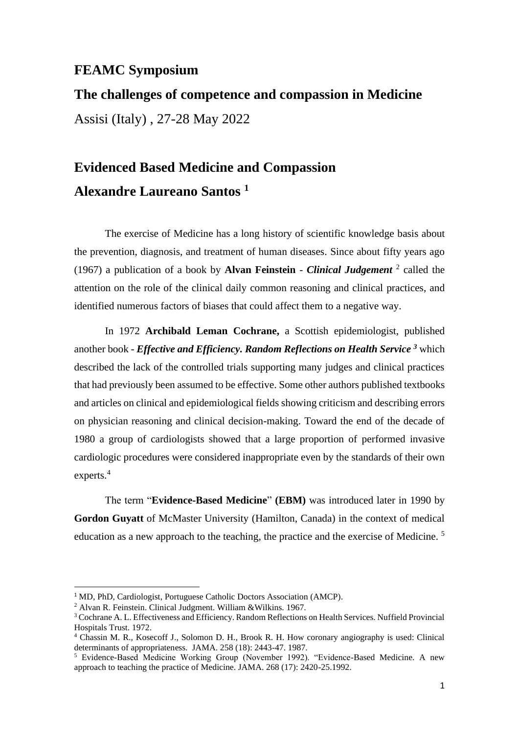# FEAMC Symposium

## The challenges of competence and compassion in Medicine

Assisi (Italy) , 27-28 May 2022

## Evidenced Based Medicine and Compassion

## Alexandre Laureano Santos [1]

The exercise of Medicine has a long history of scientific knowledge basis about the prevention, diagnosis, and treatment of human diseases. Since about fifty years ago (1967) a publication of a book by **Alvan Feinstein** - ***Clinical Judgement*** [2] called the attention on the role of the clinical daily common reasoning and clinical practices, and identified numerous factors of biases that could affect them to a negative way.

In 1972 **Archibald Leman Cochrane,** a Scottish epidemiologist, published another book - ***Effective and Efficiency. Random Reflections on Health Service*** [3] which described the lack of the controlled trials supporting many judges and clinical practices that had previously been assumed to be effective. Some other authors published textbooks and articles on clinical and epidemiological fields showing criticism and describing errors on physician reasoning and clinical decision-making. Toward the end of the decade of 1980 a group of cardiologists showed that a large proportion of performed invasive cardiologic procedures were considered inappropriate even by the standards of their own experts.[4]

The term "**Evidence-Based Medicine**" **(EBM)** was introduced later in 1990 by **Gordon Guyatt** of McMaster University (Hamilton, Canada) in the context of medical education as a new approach to the teaching, the practice and the exercise of Medicine. [5]

---

[1] MD, PhD, Cardiologist, Portuguese Catholic Doctors Association (AMCP).

[2] Alvan R. Feinstein. Clinical Judgment. William &Wilkins. 1967.

[3] Cochrane A. L. Effectiveness and Efficiency. Random Reflections on Health Services. Nuffield Provincial Hospitals Trust. 1972.

[4] Chassin M. R., Kosecoff J., Solomon D. H., Brook R. H. How coronary angiography is used: Clinical determinants of appropriateness. JAMA. 258 (18): 2443-47. 1987.

[5] Evidence-Based Medicine Working Group (November 1992). "Evidence-Based Medicine. A new approach to teaching the practice of Medicine. JAMA. 268 (17): 2420-25.1992.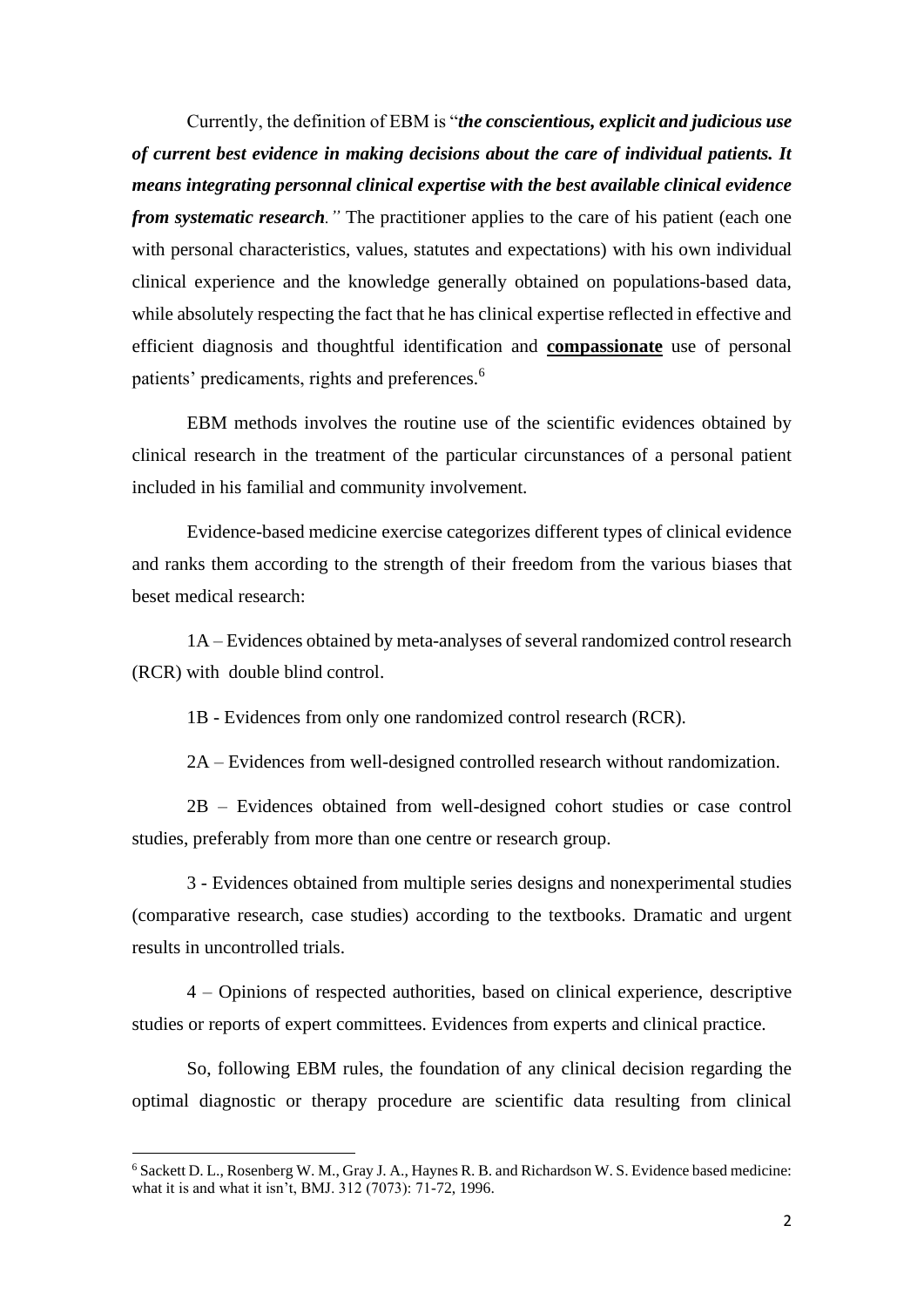Currently, the definition of EBM is "***the conscientious, explicit and judicious use of current best evidence in making decisions about the care of individual patients. It means integrating personnal clinical expertise with the best available clinical evidence from systematic research**."* The practitioner applies to the care of his patient (each one with personal characteristics, values, statutes and expectations) with his own individual clinical experience and the knowledge generally obtained on populations-based data, while absolutely respecting the fact that he has clinical expertise reflected in effective and efficient diagnosis and thoughtful identification and **compassionate** use of personal patients' predicaments, rights and preferences.[6]

EBM methods involves the routine use of the scientific evidences obtained by clinical research in the treatment of the particular circumstances of a personal patient included in his familial and community involvement.

Evidence-based medicine exercise categorizes different types of clinical evidence and ranks them according to the strength of their freedom from the various biases that beset medical research:

1A – Evidences obtained by meta-analyses of several randomized control research (RCR) with double blind control.

1B - Evidences from only one randomized control research (RCR).

2A – Evidences from well-designed controlled research without randomization.

2B – Evidences obtained from well-designed cohort studies or case control studies, preferably from more than one centre or research group.

3 - Evidences obtained from multiple series designs and nonexperimental studies (comparative research, case studies) according to the textbooks. Dramatic and urgent results in uncontrolled trials.

4 – Opinions of respected authorities, based on clinical experience, descriptive studies or reports of expert committees. Evidences from experts and clinical practice.

So, following EBM rules, the foundation of any clinical decision regarding the optimal diagnostic or therapy procedure are scientific data resulting from clinical

---

[6] Sackett D. L., Rosenberg W. M., Gray J. A., Haynes R. B. and Richardson W. S. Evidence based medicine: what it is and what it isn't, BMJ. 312 (7073): 71-72, 1996.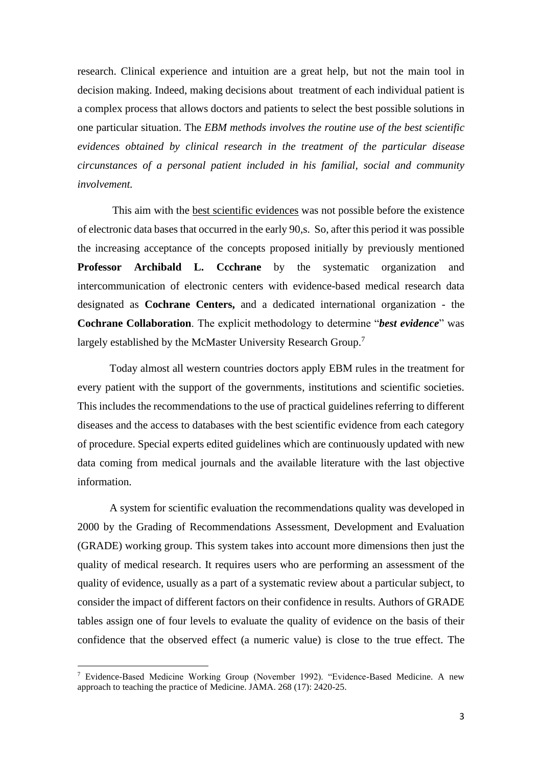research. Clinical experience and intuition are a great help, but not the main tool in decision making. Indeed, making decisions about treatment of each individual patient is a complex process that allows doctors and patients to select the best possible solutions in one particular situation. The *EBM methods involves the routine use of the best scientific evidences obtained by clinical research in the treatment of the particular disease circunstances of a personal patient included in his familial, social and community involvement.*

This aim with the <u>best scientific evidences</u> was not possible before the existence of electronic data bases that occurred in the early 90,s. So, after this period it was possible the increasing acceptance of the concepts proposed initially by previously mentioned **Professor Archibald L. Ccchrane** by the systematic organization and intercommunication of electronic centers with evidence-based medical research data designated as **Cochrane Centers,** and a dedicated international organization - the **Cochrane Collaboration**. The explicit methodology to determine "***best evidence***" was largely established by the McMaster University Research Group.[7]

Today almost all western countries doctors apply EBM rules in the treatment for every patient with the support of the governments, institutions and scientific societies. This includes the recommendations to the use of practical guidelines referring to different diseases and the access to databases with the best scientific evidence from each category of procedure. Special experts edited guidelines which are continuously updated with new data coming from medical journals and the available literature with the last objective information.

A system for scientific evaluation the recommendations quality was developed in 2000 by the Grading of Recommendations Assessment, Development and Evaluation (GRADE) working group. This system takes into account more dimensions then just the quality of medical research. It requires users who are performing an assessment of the quality of evidence, usually as a part of a systematic review about a particular subject, to consider the impact of different factors on their confidence in results. Authors of GRADE tables assign one of four levels to evaluate the quality of evidence on the basis of their confidence that the observed effect (a numeric value) is close to the true effect. The

---

[7] Evidence-Based Medicine Working Group (November 1992). "Evidence-Based Medicine. A new approach to teaching the practice of Medicine. JAMA. 268 (17): 2420-25.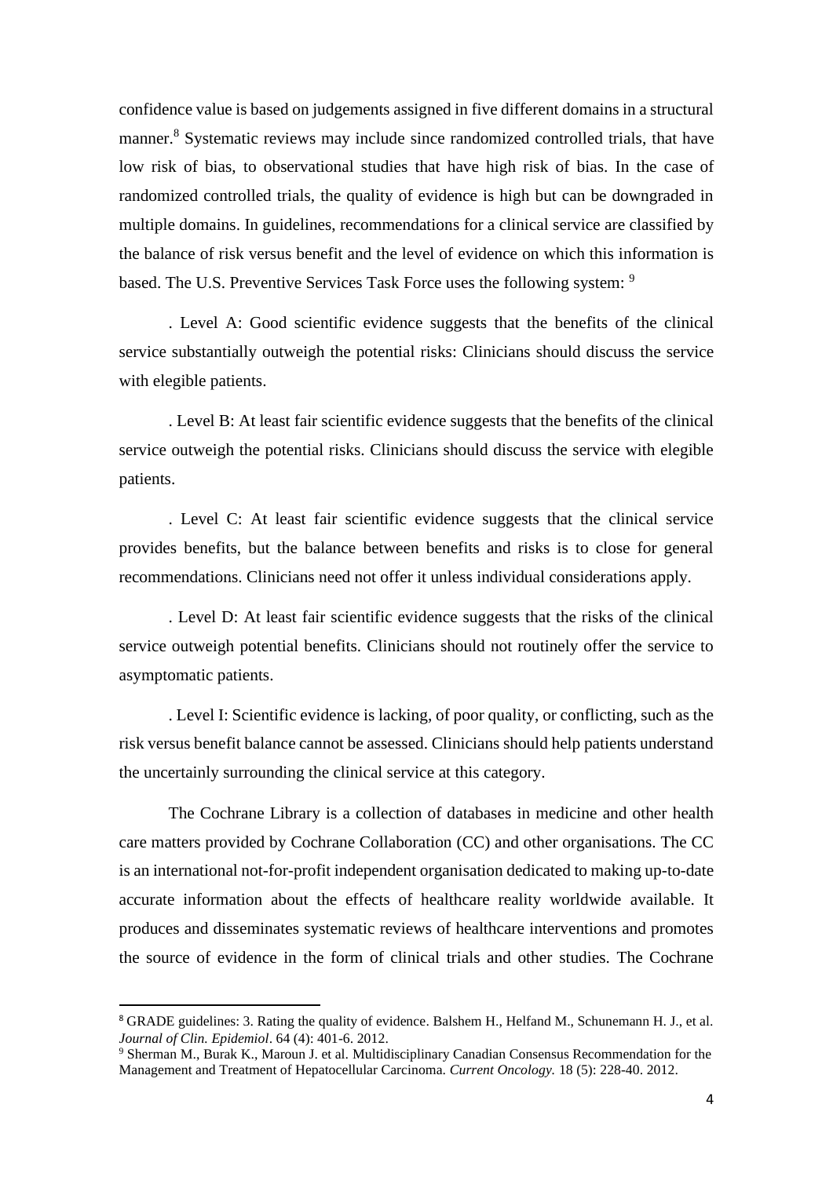confidence value is based on judgements assigned in five different domains in a structural manner.[8] Systematic reviews may include since randomized controlled trials, that have low risk of bias, to observational studies that have high risk of bias. In the case of randomized controlled trials, the quality of evidence is high but can be downgraded in multiple domains. In guidelines, recommendations for a clinical service are classified by the balance of risk versus benefit and the level of evidence on which this information is based. The U.S. Preventive Services Task Force uses the following system: [9]

. Level A: Good scientific evidence suggests that the benefits of the clinical service substantially outweigh the potential risks: Clinicians should discuss the service with elegible patients.

. Level B: At least fair scientific evidence suggests that the benefits of the clinical service outweigh the potential risks. Clinicians should discuss the service with elegible patients.

. Level C: At least fair scientific evidence suggests that the clinical service provides benefits, but the balance between benefits and risks is to close for general recommendations. Clinicians need not offer it unless individual considerations apply.

. Level D: At least fair scientific evidence suggests that the risks of the clinical service outweigh potential benefits. Clinicians should not routinely offer the service to asymptomatic patients.

. Level I: Scientific evidence is lacking, of poor quality, or conflicting, such as the risk versus benefit balance cannot be assessed. Clinicians should help patients understand the uncertainly surrounding the clinical service at this category.

The Cochrane Library is a collection of databases in medicine and other health care matters provided by Cochrane Collaboration (CC) and other organisations. The CC is an international not-for-profit independent organisation dedicated to making up-to-date accurate information about the effects of healthcare reality worldwide available. It produces and disseminates systematic reviews of healthcare interventions and promotes the source of evidence in the form of clinical trials and other studies. The Cochrane

---

[8] GRADE guidelines: 3. Rating the quality of evidence. Balshem H., Helfand M., Schunemann H. J., et al. *Journal of Clin. Epidemiol*. 64 (4): 401-6. 2012.

[9] Sherman M., Burak K., Maroun J. et al. Multidisciplinary Canadian Consensus Recommendation for the Management and Treatment of Hepatocellular Carcinoma. *Current Oncology.* 18 (5): 228-40. 2012.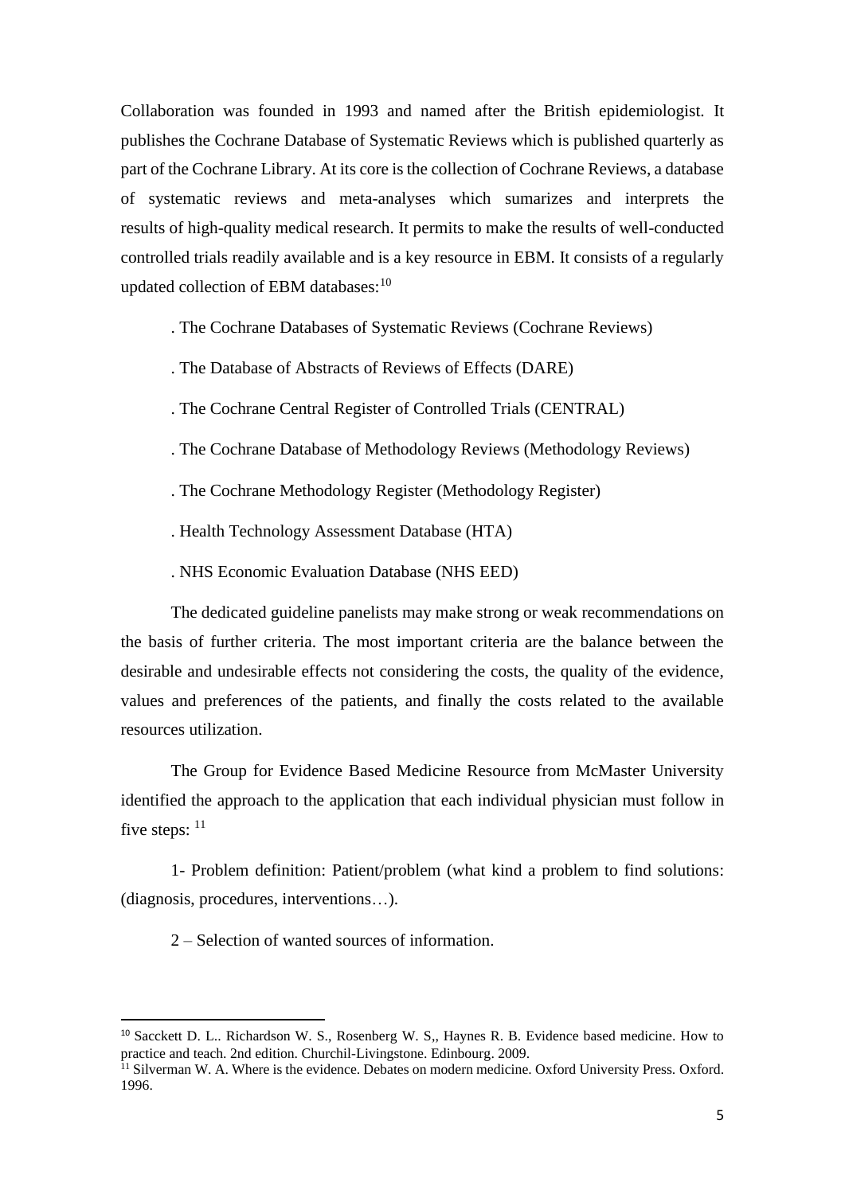Collaboration was founded in 1993 and named after the British epidemiologist. It publishes the Cochrane Database of Systematic Reviews which is published quarterly as part of the Cochrane Library. At its core is the collection of Cochrane Reviews, a database of systematic reviews and meta-analyses which sumarizes and interprets the results of high-quality medical research. It permits to make the results of well-conducted controlled trials readily available and is a key resource in EBM. It consists of a regularly updated collection of EBM databases:[10]

. The Cochrane Databases of Systematic Reviews (Cochrane Reviews)

. The Database of Abstracts of Reviews of Effects (DARE)

. The Cochrane Central Register of Controlled Trials (CENTRAL)

. The Cochrane Database of Methodology Reviews (Methodology Reviews)

. The Cochrane Methodology Register (Methodology Register)

. Health Technology Assessment Database (HTA)

. NHS Economic Evaluation Database (NHS EED)

The dedicated guideline panelists may make strong or weak recommendations on the basis of further criteria. The most important criteria are the balance between the desirable and undesirable effects not considering the costs, the quality of the evidence, values and preferences of the patients, and finally the costs related to the available resources utilization.

The Group for Evidence Based Medicine Resource from McMaster University identified the approach to the application that each individual physician must follow in five steps: [11]

1- Problem definition: Patient/problem (what kind a problem to find solutions: (diagnosis, procedures, interventions…).

2 – Selection of wanted sources of information.

---

[10] Sacckett D. L.. Richardson W. S., Rosenberg W. S,, Haynes R. B. Evidence based medicine. How to practice and teach. 2nd edition. Churchil-Livingstone. Edinbourg. 2009.

[11] Silverman W. A. Where is the evidence. Debates on modern medicine. Oxford University Press. Oxford. 1996.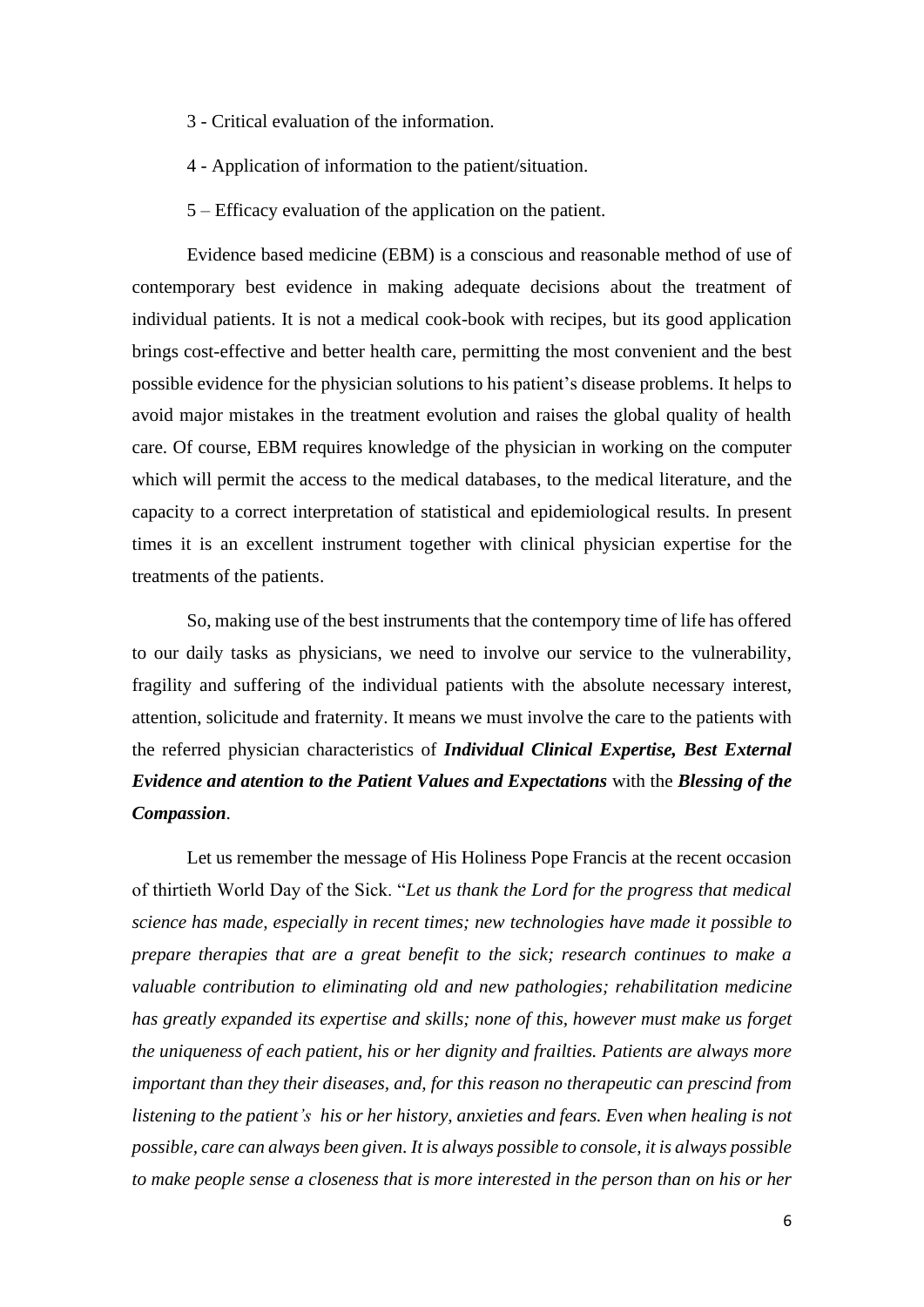3 - Critical evaluation of the information.

4 - Application of information to the patient/situation.

5 – Efficacy evaluation of the application on the patient.

Evidence based medicine (EBM) is a conscious and reasonable method of use of contemporary best evidence in making adequate decisions about the treatment of individual patients. It is not a medical cook-book with recipes, but its good application brings cost-effective and better health care, permitting the most convenient and the best possible evidence for the physician solutions to his patient's disease problems. It helps to avoid major mistakes in the treatment evolution and raises the global quality of health care. Of course, EBM requires knowledge of the physician in working on the computer which will permit the access to the medical databases, to the medical literature, and the capacity to a correct interpretation of statistical and epidemiological results. In present times it is an excellent instrument together with clinical physician expertise for the treatments of the patients.

So, making use of the best instruments that the contempory time of life has offered to our daily tasks as physicians, we need to involve our service to the vulnerability, fragility and suffering of the individual patients with the absolute necessary interest, attention, solicitude and fraternity. It means we must involve the care to the patients with the referred physician characteristics of ***Individual Clinical Expertise, Best External Evidence and atention to the Patient Values and Expectations*** with the ***Blessing of the Compassion***.

Let us remember the message of His Holiness Pope Francis at the recent occasion of thirtieth World Day of the Sick. "*Let us thank the Lord for the progress that medical science has made, especially in recent times; new technologies have made it possible to prepare therapies that are a great benefit to the sick; research continues to make a valuable contribution to eliminating old and new pathologies; rehabilitation medicine has greatly expanded its expertise and skills; none of this, however must make us forget the uniqueness of each patient, his or her dignity and frailties. Patients are always more important than they their diseases, and, for this reason no therapeutic can prescind from listening to the patient's his or her history, anxieties and fears. Even when healing is not possible, care can always been given. It is always possible to console, it is always possible to make people sense a closeness that is more interested in the person than on his or her*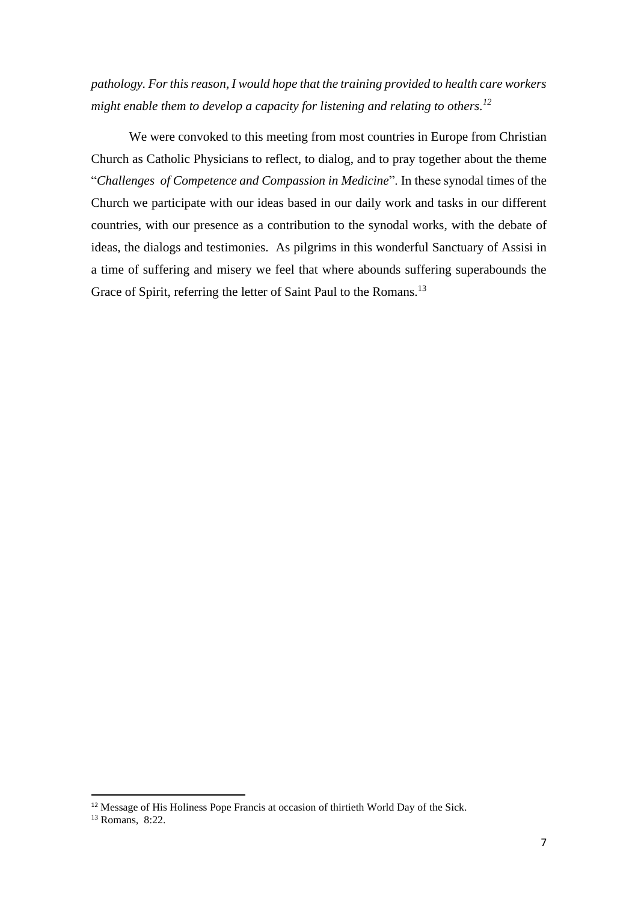*pathology. For this reason, I would hope that the training provided to health care workers might enable them to develop a capacity for listening and relating to others.*[12]

We were convoked to this meeting from most countries in Europe from Christian Church as Catholic Physicians to reflect, to dialog, and to pray together about the theme "*Challenges of Competence and Compassion in Medicine*". In these synodal times of the Church we participate with our ideas based in our daily work and tasks in our different countries, with our presence as a contribution to the synodal works, with the debate of ideas, the dialogs and testimonies. As pilgrims in this wonderful Sanctuary of Assisi in a time of suffering and misery we feel that where abounds suffering superabounds the Grace of Spirit, referring the letter of Saint Paul to the Romans.[13]

---

[12] Message of His Holiness Pope Francis at occasion of thirtieth World Day of the Sick.

[13] Romans, 8:22.